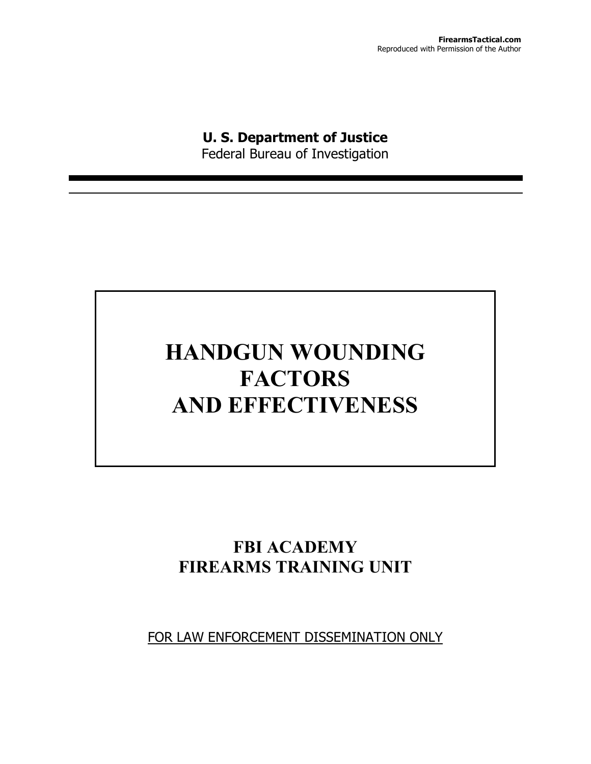**FirearmsTactical.com**
Reproduced with Permission of the Author

**U. S. Department of Justice**
Federal Bureau of Investigation

# HANDGUN WOUNDING FACTORS AND EFFECTIVENESS

## FBI ACADEMY
## FIREARMS TRAINING UNIT

FOR LAW ENFORCEMENT DISSEMINATION ONLY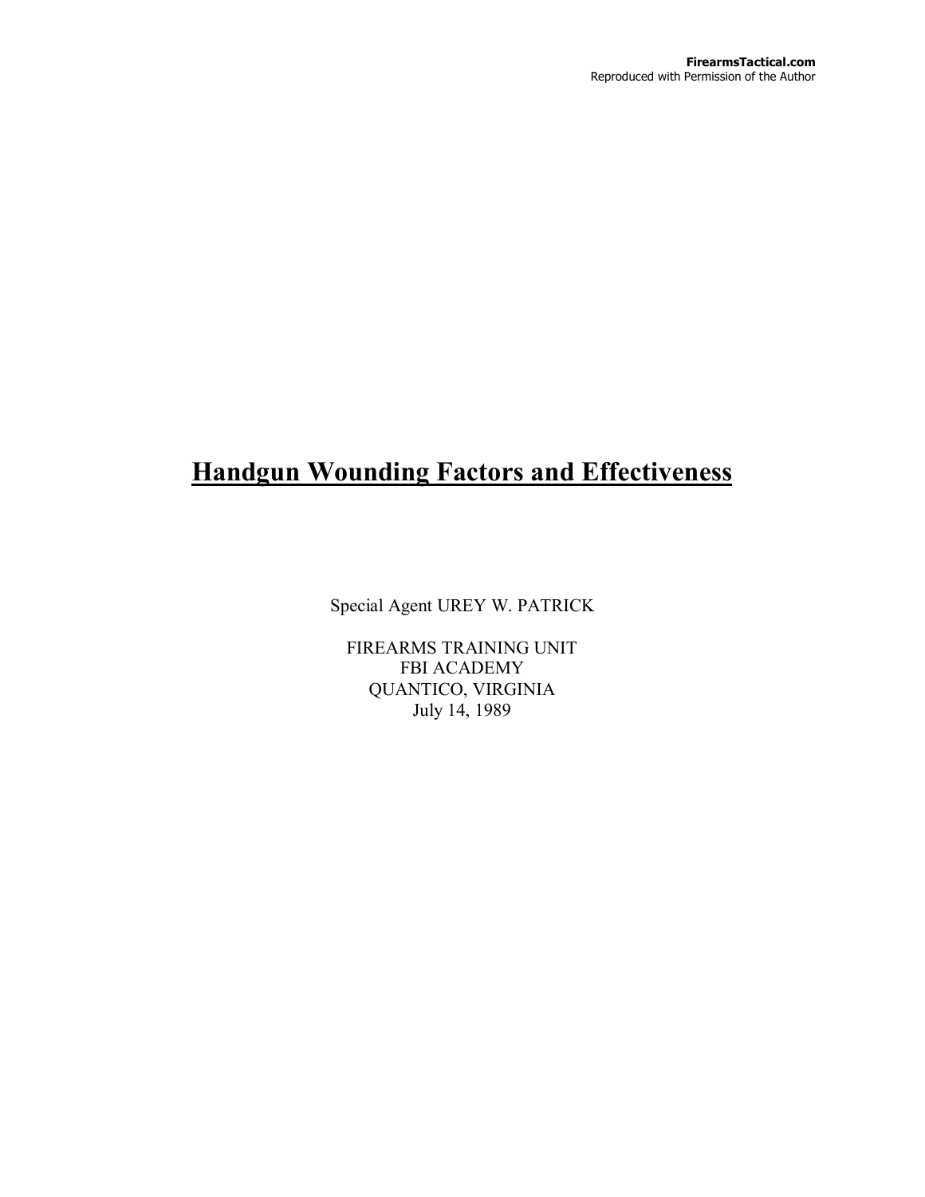# Handgun Wounding Factors and Effectiveness

Special Agent UREY W. PATRICK

FIREARMS TRAINING UNIT  
FBI ACADEMY  
QUANTICO, VIRGINIA  
July 14, 1989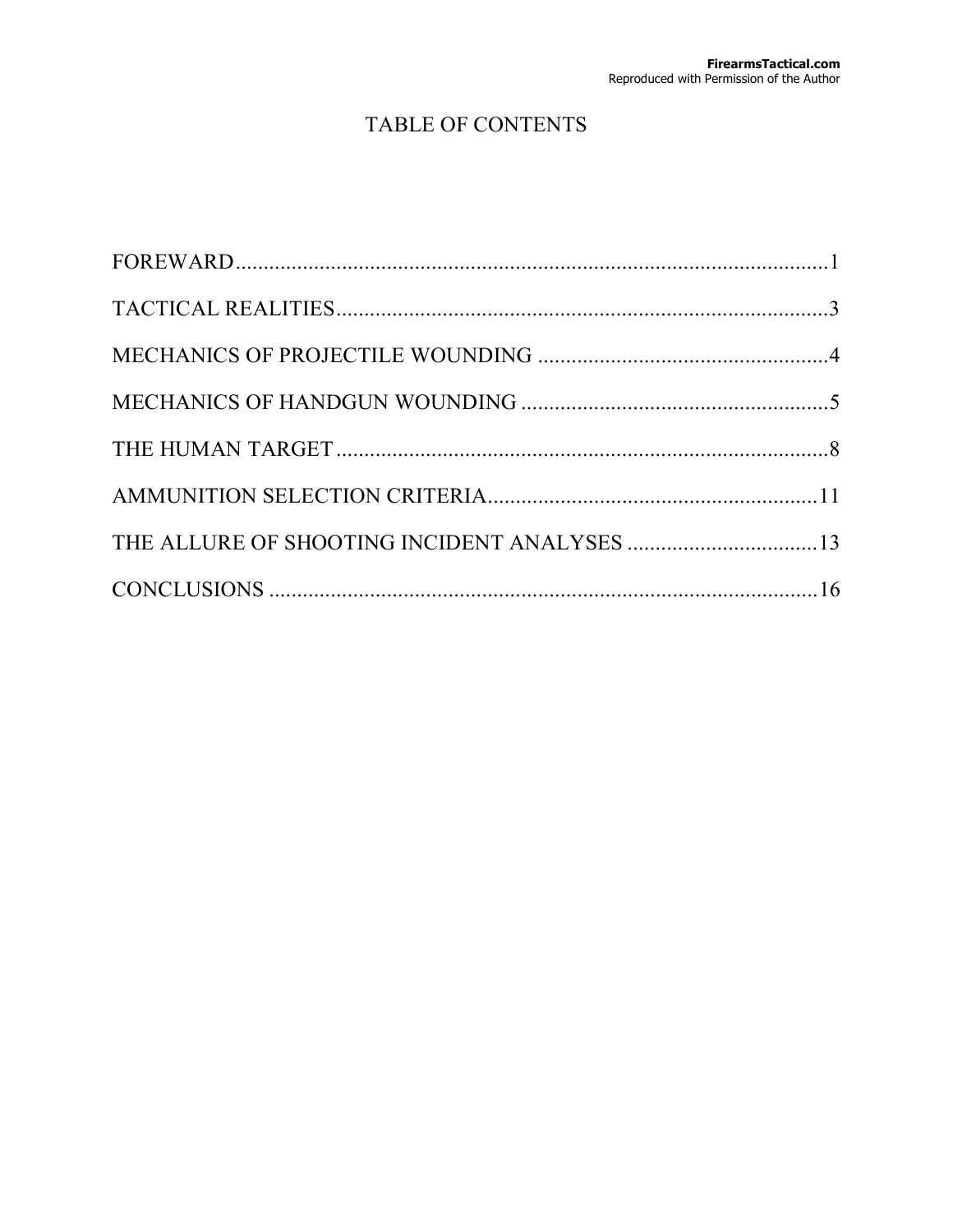# TABLE OF CONTENTS

FOREWARD.......................................................................................................1

TACTICAL REALITIES......................................................................................3

MECHANICS OF PROJECTILE WOUNDING ...................................................4

MECHANICS OF HANDGUN WOUNDING .......................................................5

THE HUMAN TARGET.......................................................................................8

AMMUNITION SELECTION CRITERIA..........................................................11

THE ALLURE OF SHOOTING INCIDENT ANALYSES .................................13

CONCLUSIONS ..................................................................................................16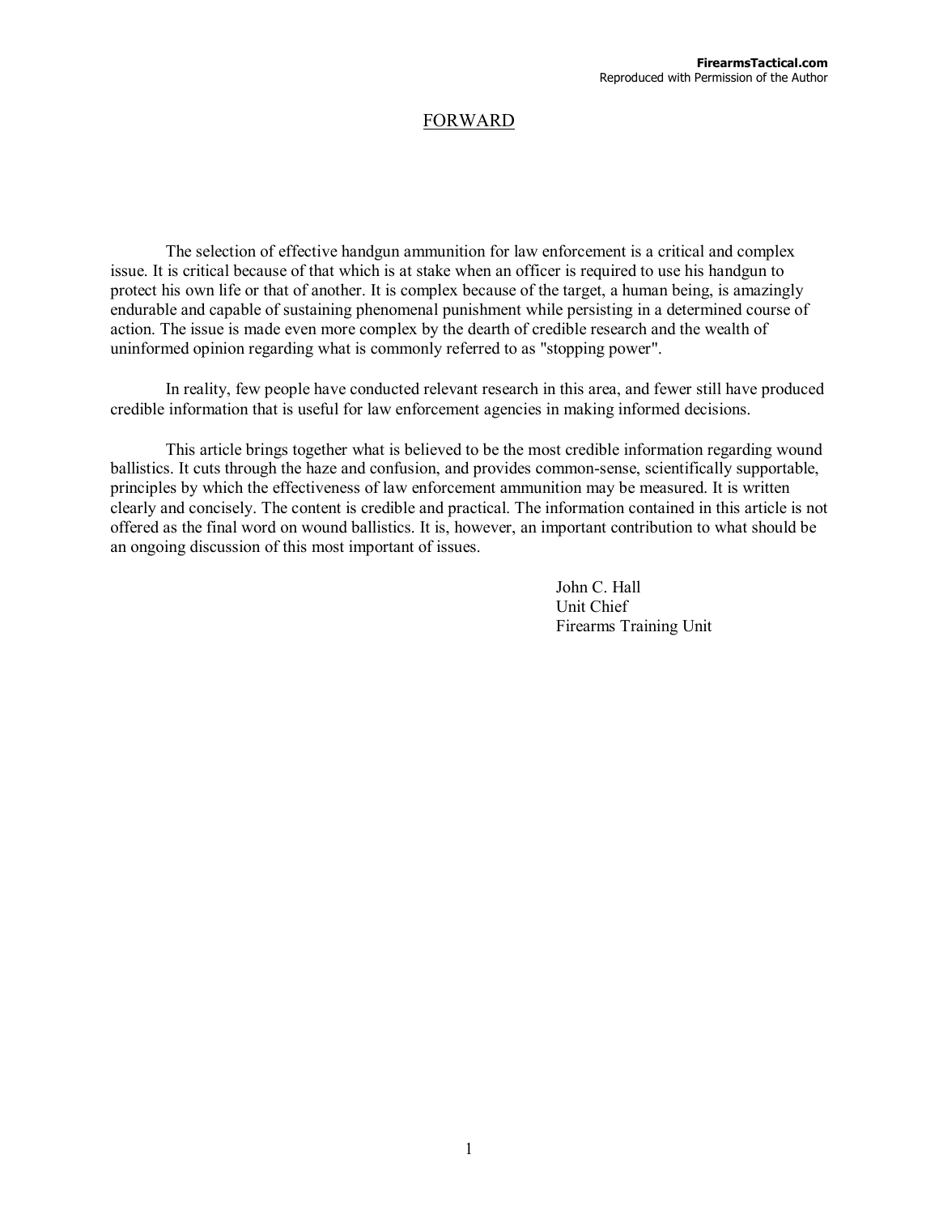## FORWARD

The selection of effective handgun ammunition for law enforcement is a critical and complex issue. It is critical because of that which is at stake when an officer is required to use his handgun to protect his own life or that of another. It is complex because of the target, a human being, is amazingly endurable and capable of sustaining phenomenal punishment while persisting in a determined course of action. The issue is made even more complex by the dearth of credible research and the wealth of uninformed opinion regarding what is commonly referred to as "stopping power".

In reality, few people have conducted relevant research in this area, and fewer still have produced credible information that is useful for law enforcement agencies in making informed decisions.

This article brings together what is believed to be the most credible information regarding wound ballistics. It cuts through the haze and confusion, and provides common-sense, scientifically supportable, principles by which the effectiveness of law enforcement ammunition may be measured. It is written clearly and concisely. The content is credible and practical. The information contained in this article is not offered as the final word on wound ballistics. It is, however, an important contribution to what should be an ongoing discussion of this most important of issues.

John C. Hall
Unit Chief
Firearms Training Unit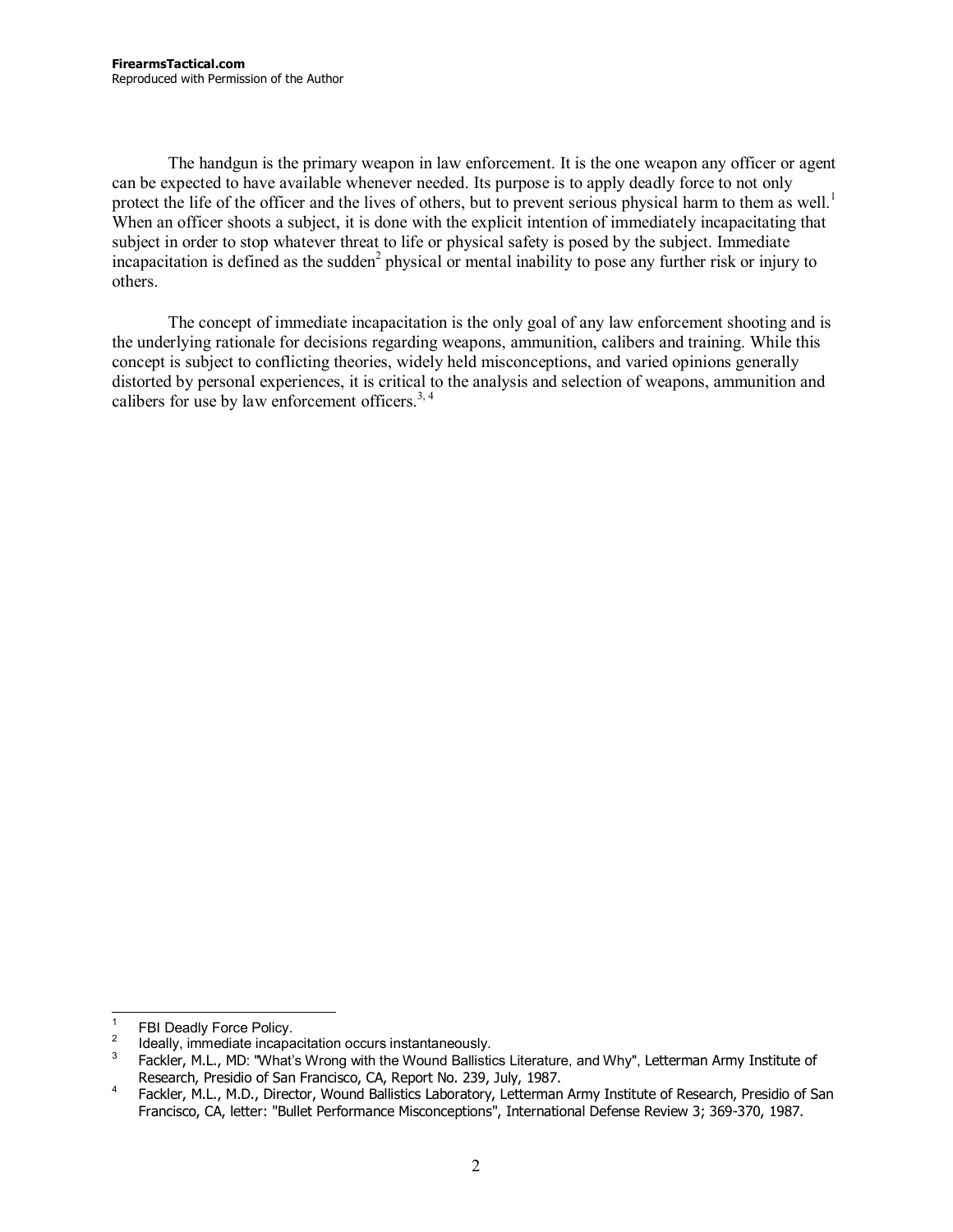The handgun is the primary weapon in law enforcement. It is the one weapon any officer or agent can be expected to have available whenever needed. Its purpose is to apply deadly force to not only protect the life of the officer and the lives of others, but to prevent serious physical harm to them as well.[1] When an officer shoots a subject, it is done with the explicit intention of immediately incapacitating that subject in order to stop whatever threat to life or physical safety is posed by the subject. Immediate incapacitation is defined as the sudden[2] physical or mental inability to pose any further risk or injury to others.

The concept of immediate incapacitation is the only goal of any law enforcement shooting and is the underlying rationale for decisions regarding weapons, ammunition, calibers and training. While this concept is subject to conflicting theories, widely held misconceptions, and varied opinions generally distorted by personal experiences, it is critical to the analysis and selection of weapons, ammunition and calibers for use by law enforcement officers.[3, 4]

---

[1] FBI Deadly Force Policy.

[2] Ideally, immediate incapacitation occurs instantaneously.

[3] Fackler, M.L., MD: "What's Wrong with the Wound Ballistics Literature, and Why", Letterman Army Institute of Research, Presidio of San Francisco, CA, Report No. 239, July, 1987.

[4] Fackler, M.L., M.D., Director, Wound Ballistics Laboratory, Letterman Army Institute of Research, Presidio of San Francisco, CA, letter: "Bullet Performance Misconceptions", International Defense Review 3; 369-370, 1987.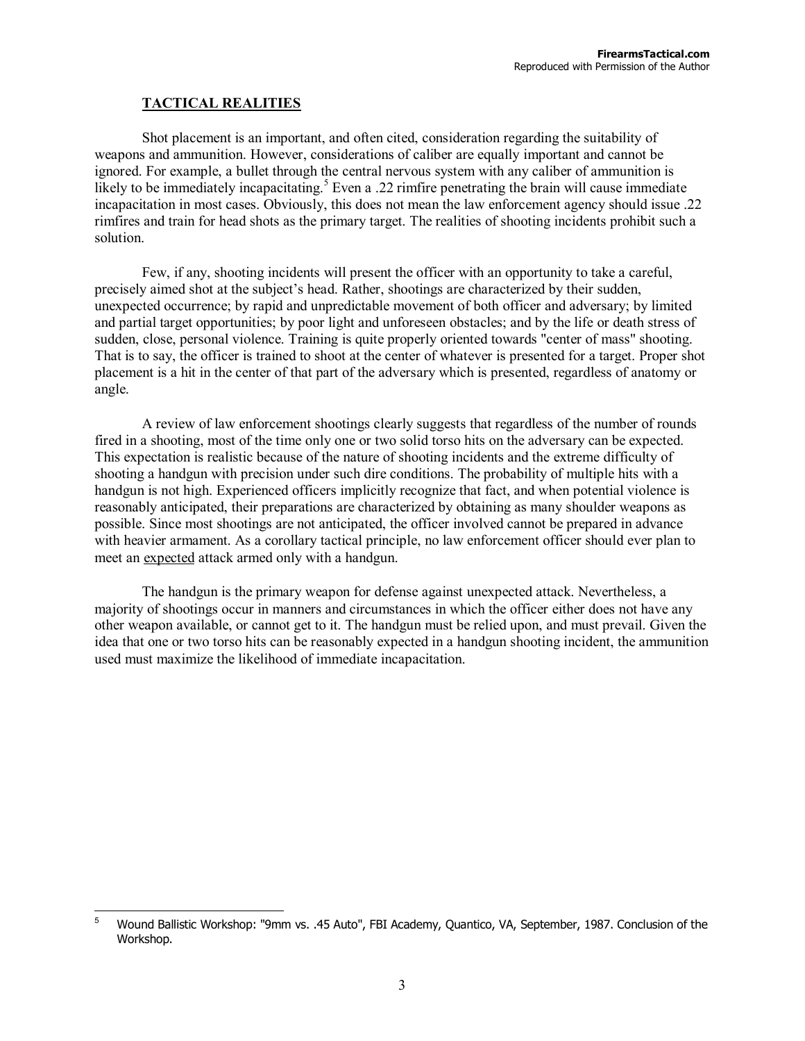## TACTICAL REALITIES

Shot placement is an important, and often cited, consideration regarding the suitability of weapons and ammunition. However, considerations of caliber are equally important and cannot be ignored. For example, a bullet through the central nervous system with any caliber of ammunition is likely to be immediately incapacitating.[5] Even a .22 rimfire penetrating the brain will cause immediate incapacitation in most cases. Obviously, this does not mean the law enforcement agency should issue .22 rimfires and train for head shots as the primary target. The realities of shooting incidents prohibit such a solution.

Few, if any, shooting incidents will present the officer with an opportunity to take a careful, precisely aimed shot at the subject's head. Rather, shootings are characterized by their sudden, unexpected occurrence; by rapid and unpredictable movement of both officer and adversary; by limited and partial target opportunities; by poor light and unforeseen obstacles; and by the life or death stress of sudden, close, personal violence. Training is quite properly oriented towards "center of mass" shooting. That is to say, the officer is trained to shoot at the center of whatever is presented for a target. Proper shot placement is a hit in the center of that part of the adversary which is presented, regardless of anatomy or angle.

A review of law enforcement shootings clearly suggests that regardless of the number of rounds fired in a shooting, most of the time only one or two solid torso hits on the adversary can be expected. This expectation is realistic because of the nature of shooting incidents and the extreme difficulty of shooting a handgun with precision under such dire conditions. The probability of multiple hits with a handgun is not high. Experienced officers implicitly recognize that fact, and when potential violence is reasonably anticipated, their preparations are characterized by obtaining as many shoulder weapons as possible. Since most shootings are not anticipated, the officer involved cannot be prepared in advance with heavier armament. As a corollary tactical principle, no law enforcement officer should ever plan to meet an expected attack armed only with a handgun.

The handgun is the primary weapon for defense against unexpected attack. Nevertheless, a majority of shootings occur in manners and circumstances in which the officer either does not have any other weapon available, or cannot get to it. The handgun must be relied upon, and must prevail. Given the idea that one or two torso hits can be reasonably expected in a handgun shooting incident, the ammunition used must maximize the likelihood of immediate incapacitation.

---

[5] Wound Ballistic Workshop: "9mm vs. .45 Auto", FBI Academy, Quantico, VA, September, 1987. Conclusion of the Workshop.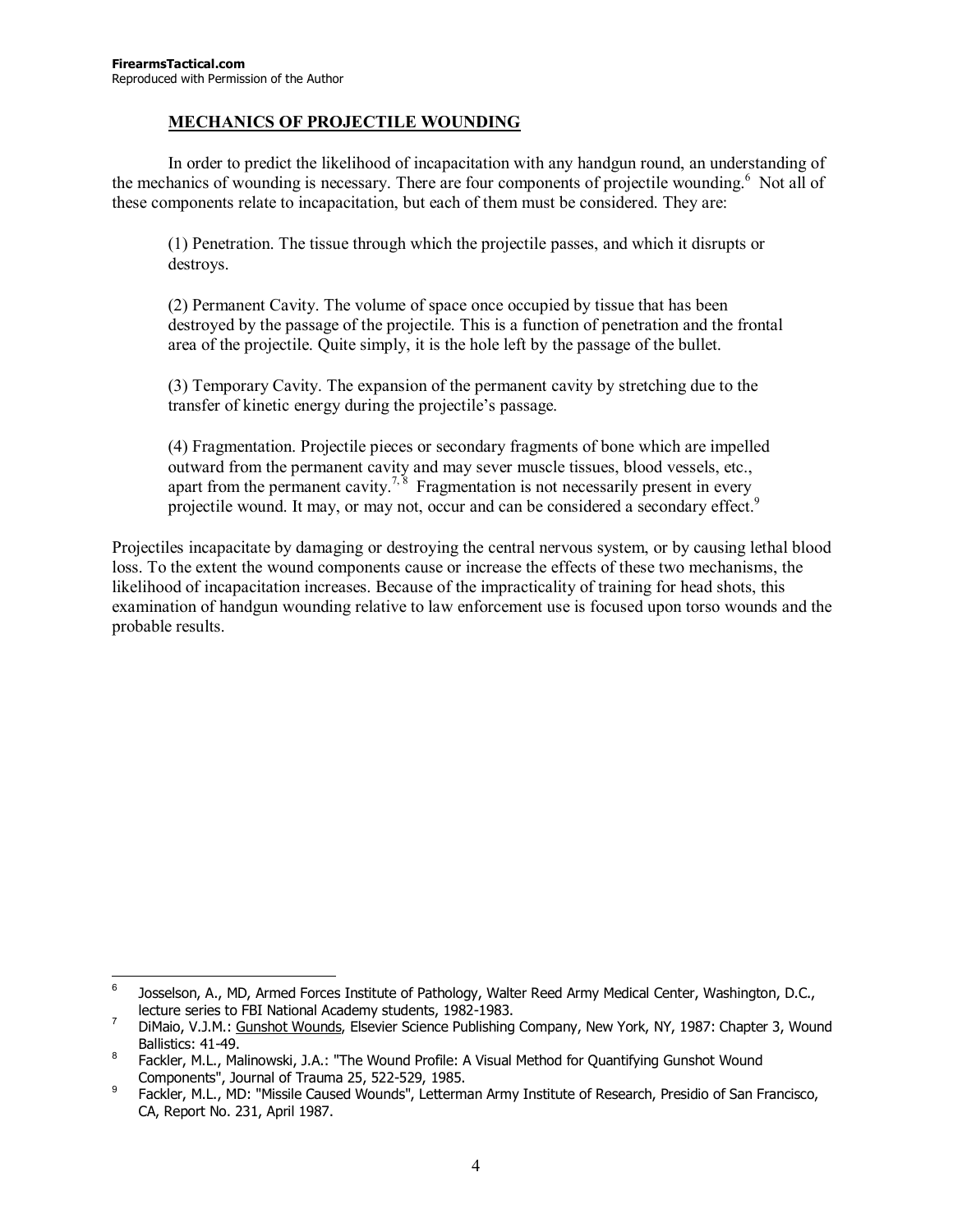## MECHANICS OF PROJECTILE WOUNDING

In order to predict the likelihood of incapacitation with any handgun round, an understanding of the mechanics of wounding is necessary. There are four components of projectile wounding.[6] Not all of these components relate to incapacitation, but each of them must be considered. They are:

(1) Penetration. The tissue through which the projectile passes, and which it disrupts or destroys.

(2) Permanent Cavity. The volume of space once occupied by tissue that has been destroyed by the passage of the projectile. This is a function of penetration and the frontal area of the projectile. Quite simply, it is the hole left by the passage of the bullet.

(3) Temporary Cavity. The expansion of the permanent cavity by stretching due to the transfer of kinetic energy during the projectile's passage.

(4) Fragmentation. Projectile pieces or secondary fragments of bone which are impelled outward from the permanent cavity and may sever muscle tissues, blood vessels, etc., apart from the permanent cavity.[7, 8] Fragmentation is not necessarily present in every projectile wound. It may, or may not, occur and can be considered a secondary effect.[9]

Projectiles incapacitate by damaging or destroying the central nervous system, or by causing lethal blood loss. To the extent the wound components cause or increase the effects of these two mechanisms, the likelihood of incapacitation increases. Because of the impracticality of training for head shots, this examination of handgun wounding relative to law enforcement use is focused upon torso wounds and the probable results.

---

[6] Josselson, A., MD, Armed Forces Institute of Pathology, Walter Reed Army Medical Center, Washington, D.C., lecture series to FBI National Academy students, 1982-1983.

[7] DiMaio, V.J.M.: Gunshot Wounds, Elsevier Science Publishing Company, New York, NY, 1987: Chapter 3, Wound Ballistics: 41-49.

[8] Fackler, M.L., Malinowski, J.A.: "The Wound Profile: A Visual Method for Quantifying Gunshot Wound Components", Journal of Trauma 25, 522-529, 1985.

[9] Fackler, M.L., MD: "Missile Caused Wounds", Letterman Army Institute of Research, Presidio of San Francisco, CA, Report No. 231, April 1987.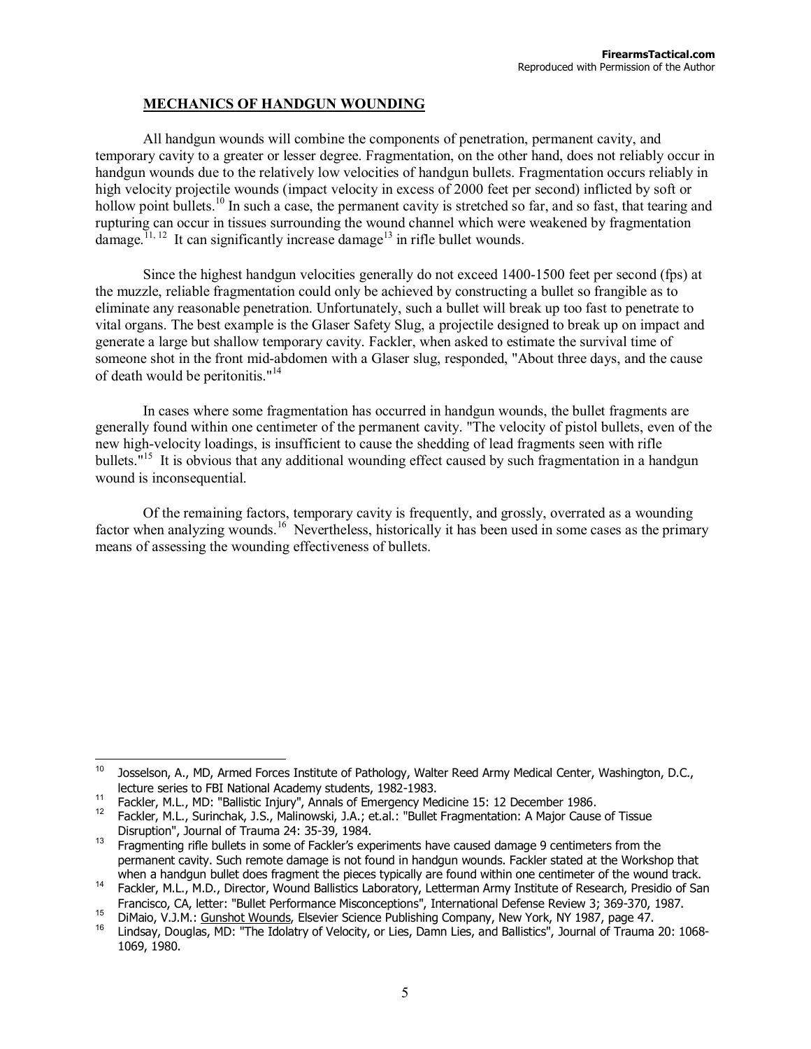## MECHANICS OF HANDGUN WOUNDING

All handgun wounds will combine the components of penetration, permanent cavity, and temporary cavity to a greater or lesser degree. Fragmentation, on the other hand, does not reliably occur in handgun wounds due to the relatively low velocities of handgun bullets. Fragmentation occurs reliably in high velocity projectile wounds (impact velocity in excess of 2000 feet per second) inflicted by soft or hollow point bullets.[10] In such a case, the permanent cavity is stretched so far, and so fast, that tearing and rupturing can occur in tissues surrounding the wound channel which were weakened by fragmentation damage.[11, 12] It can significantly increase damage[13] in rifle bullet wounds.

Since the highest handgun velocities generally do not exceed 1400-1500 feet per second (fps) at the muzzle, reliable fragmentation could only be achieved by constructing a bullet so frangible as to eliminate any reasonable penetration. Unfortunately, such a bullet will break up too fast to penetrate to vital organs. The best example is the Glaser Safety Slug, a projectile designed to break up on impact and generate a large but shallow temporary cavity. Fackler, when asked to estimate the survival time of someone shot in the front mid-abdomen with a Glaser slug, responded, "About three days, and the cause of death would be peritonitis."[14]

In cases where some fragmentation has occurred in handgun wounds, the bullet fragments are generally found within one centimeter of the permanent cavity. "The velocity of pistol bullets, even of the new high-velocity loadings, is insufficient to cause the shedding of lead fragments seen with rifle bullets."[15] It is obvious that any additional wounding effect caused by such fragmentation in a handgun wound is inconsequential.

Of the remaining factors, temporary cavity is frequently, and grossly, overrated as a wounding factor when analyzing wounds.[16] Nevertheless, historically it has been used in some cases as the primary means of assessing the wounding effectiveness of bullets.

---

[10] Josselson, A., MD, Armed Forces Institute of Pathology, Walter Reed Army Medical Center, Washington, D.C., lecture series to FBI National Academy students, 1982-1983.

[11] Fackler, M.L., MD: "Ballistic Injury", Annals of Emergency Medicine 15: 12 December 1986.

[12] Fackler, M.L., Surinchak, J.S., Malinowski, J.A.; et.al.: "Bullet Fragmentation: A Major Cause of Tissue Disruption", Journal of Trauma 24: 35-39, 1984.

[13] Fragmenting rifle bullets in some of Fackler's experiments have caused damage 9 centimeters from the permanent cavity. Such remote damage is not found in handgun wounds. Fackler stated at the Workshop that when a handgun bullet does fragment the pieces typically are found within one centimeter of the wound track.

[14] Fackler, M.L., M.D., Director, Wound Ballistics Laboratory, Letterman Army Institute of Research, Presidio of San Francisco, CA, letter: "Bullet Performance Misconceptions", International Defense Review 3; 369-370, 1987.

[15] DiMaio, V.J.M.: Gunshot Wounds, Elsevier Science Publishing Company, New York, NY 1987, page 47.

[16] Lindsay, Douglas, MD: "The Idolatry of Velocity, or Lies, Damn Lies, and Ballistics", Journal of Trauma 20: 1068-1069, 1980.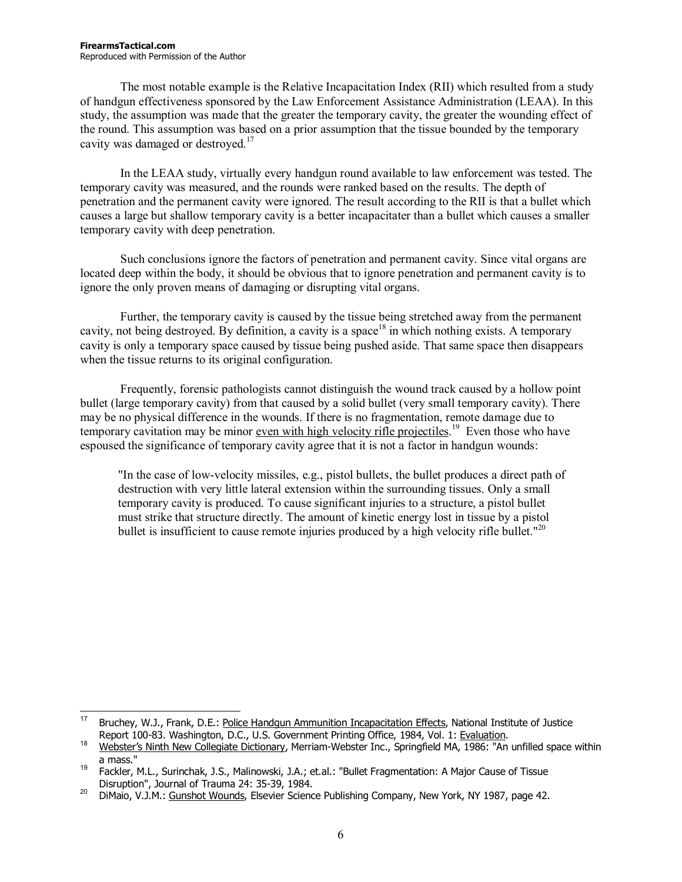The most notable example is the Relative Incapacitation Index (RII) which resulted from a study of handgun effectiveness sponsored by the Law Enforcement Assistance Administration (LEAA). In this study, the assumption was made that the greater the temporary cavity, the greater the wounding effect of the round. This assumption was based on a prior assumption that the tissue bounded by the temporary cavity was damaged or destroyed.[17]

In the LEAA study, virtually every handgun round available to law enforcement was tested. The temporary cavity was measured, and the rounds were ranked based on the results. The depth of penetration and the permanent cavity were ignored. The result according to the RII is that a bullet which causes a large but shallow temporary cavity is a better incapacitater than a bullet which causes a smaller temporary cavity with deep penetration.

Such conclusions ignore the factors of penetration and permanent cavity. Since vital organs are located deep within the body, it should be obvious that to ignore penetration and permanent cavity is to ignore the only proven means of damaging or disrupting vital organs.

Further, the temporary cavity is caused by the tissue being stretched away from the permanent cavity, not being destroyed. By definition, a cavity is a space[18] in which nothing exists. A temporary cavity is only a temporary space caused by tissue being pushed aside. That same space then disappears when the tissue returns to its original configuration.

Frequently, forensic pathologists cannot distinguish the wound track caused by a hollow point bullet (large temporary cavity) from that caused by a solid bullet (very small temporary cavity). There may be no physical difference in the wounds. If there is no fragmentation, remote damage due to temporary cavitation may be minor <u>even with high velocity rifle projectiles</u>.[19] Even those who have espoused the significance of temporary cavity agree that it is not a factor in handgun wounds:

> "In the case of low-velocity missiles, e.g., pistol bullets, the bullet produces a direct path of destruction with very little lateral extension within the surrounding tissues. Only a small temporary cavity is produced. To cause significant injuries to a structure, a pistol bullet must strike that structure directly. The amount of kinetic energy lost in tissue by a pistol bullet is insufficient to cause remote injuries produced by a high velocity rifle bullet."[20]

---

[17] Bruchey, W.J., Frank, D.E.: <u>Police Handgun Ammunition Incapacitation Effects</u>, National Institute of Justice Report 100-83. Washington, D.C., U.S. Government Printing Office, 1984, Vol. 1: <u>Evaluation</u>.

[18] <u>Webster's Ninth New Collegiate Dictionary</u>, Merriam-Webster Inc., Springfield MA, 1986: "An unfilled space within a mass."

[19] Fackler, M.L., Surinchak, J.S., Malinowski, J.A.; et.al.: "Bullet Fragmentation: A Major Cause of Tissue Disruption", Journal of Trauma 24: 35-39, 1984.

[20] DiMaio, V.J.M.: <u>Gunshot Wounds</u>, Elsevier Science Publishing Company, New York, NY 1987, page 42.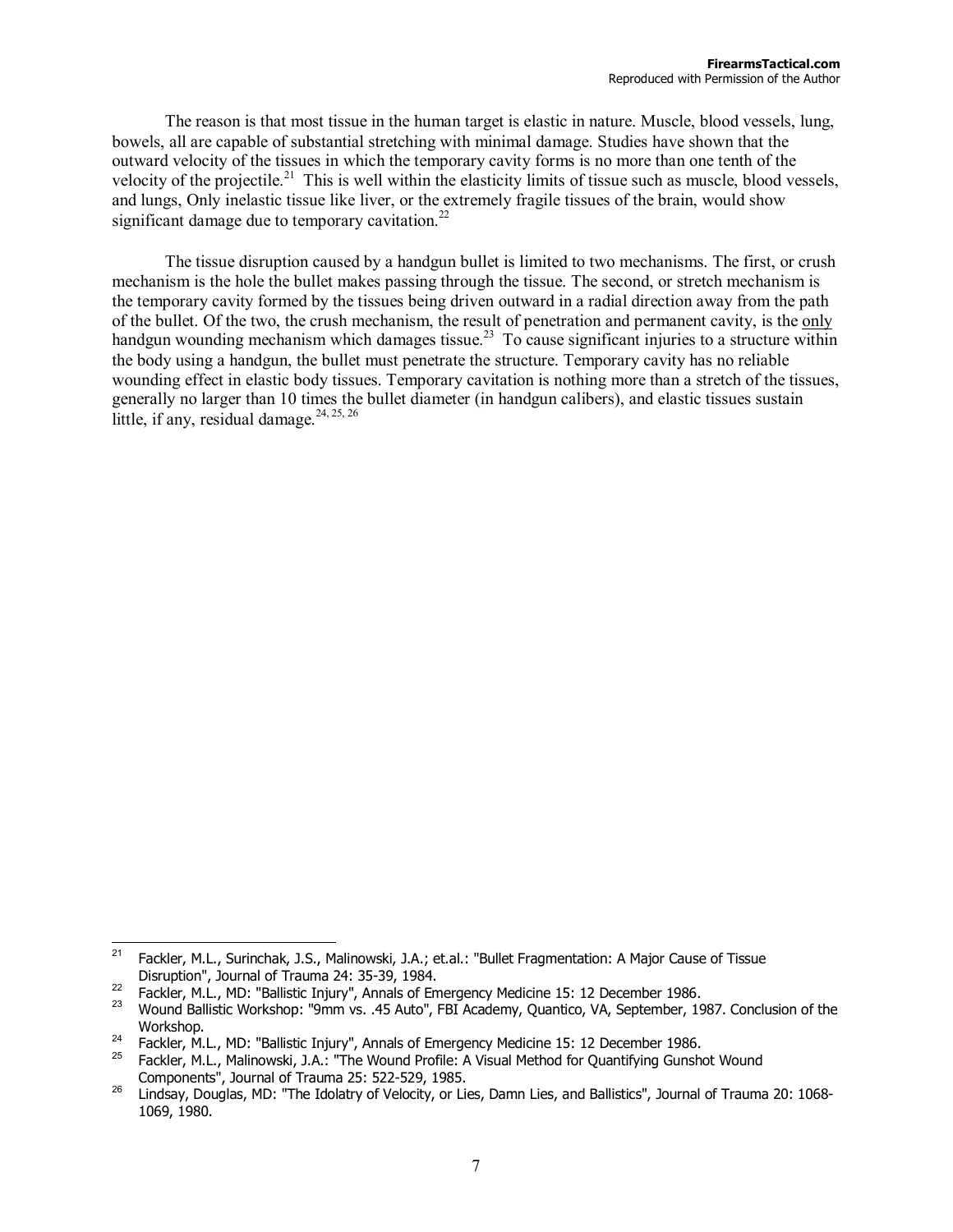The reason is that most tissue in the human target is elastic in nature. Muscle, blood vessels, lung, bowels, all are capable of substantial stretching with minimal damage. Studies have shown that the outward velocity of the tissues in which the temporary cavity forms is no more than one tenth of the velocity of the projectile.[21] This is well within the elasticity limits of tissue such as muscle, blood vessels, and lungs, Only inelastic tissue like liver, or the extremely fragile tissues of the brain, would show significant damage due to temporary cavitation.[22]

The tissue disruption caused by a handgun bullet is limited to two mechanisms. The first, or crush mechanism is the hole the bullet makes passing through the tissue. The second, or stretch mechanism is the temporary cavity formed by the tissues being driven outward in a radial direction away from the path of the bullet. Of the two, the crush mechanism, the result of penetration and permanent cavity, is the <u>only</u> handgun wounding mechanism which damages tissue.[23] To cause significant injuries to a structure within the body using a handgun, the bullet must penetrate the structure. Temporary cavity has no reliable wounding effect in elastic body tissues. Temporary cavitation is nothing more than a stretch of the tissues, generally no larger than 10 times the bullet diameter (in handgun calibers), and elastic tissues sustain little, if any, residual damage.[24, 25, 26]

---

[21] Fackler, M.L., Surinchak, J.S., Malinowski, J.A.; et.al.: "Bullet Fragmentation: A Major Cause of Tissue Disruption", Journal of Trauma 24: 35-39, 1984.

[22] Fackler, M.L., MD: "Ballistic Injury", Annals of Emergency Medicine 15: 12 December 1986.

[23] Wound Ballistic Workshop: "9mm vs. .45 Auto", FBI Academy, Quantico, VA, September, 1987. Conclusion of the Workshop.

[24] Fackler, M.L., MD: "Ballistic Injury", Annals of Emergency Medicine 15: 12 December 1986.

[25] Fackler, M.L., Malinowski, J.A.: "The Wound Profile: A Visual Method for Quantifying Gunshot Wound Components", Journal of Trauma 25: 522-529, 1985.

[26] Lindsay, Douglas, MD: "The Idolatry of Velocity, or Lies, Damn Lies, and Ballistics", Journal of Trauma 20: 1068-1069, 1980.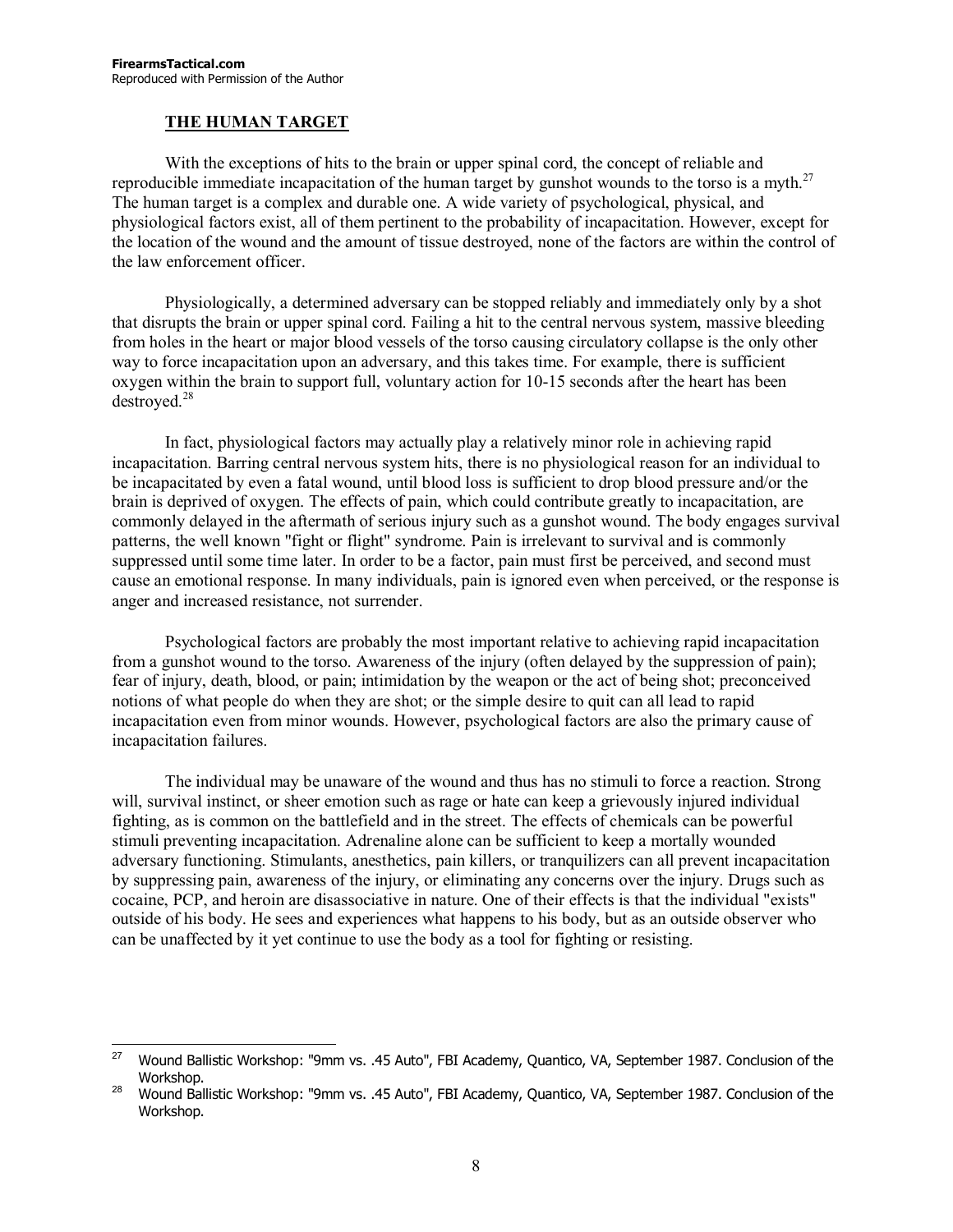## THE HUMAN TARGET

With the exceptions of hits to the brain or upper spinal cord, the concept of reliable and reproducible immediate incapacitation of the human target by gunshot wounds to the torso is a myth.[27] The human target is a complex and durable one. A wide variety of psychological, physical, and physiological factors exist, all of them pertinent to the probability of incapacitation. However, except for the location of the wound and the amount of tissue destroyed, none of the factors are within the control of the law enforcement officer.

Physiologically, a determined adversary can be stopped reliably and immediately only by a shot that disrupts the brain or upper spinal cord. Failing a hit to the central nervous system, massive bleeding from holes in the heart or major blood vessels of the torso causing circulatory collapse is the only other way to force incapacitation upon an adversary, and this takes time. For example, there is sufficient oxygen within the brain to support full, voluntary action for 10-15 seconds after the heart has been destroyed.[28]

In fact, physiological factors may actually play a relatively minor role in achieving rapid incapacitation. Barring central nervous system hits, there is no physiological reason for an individual to be incapacitated by even a fatal wound, until blood loss is sufficient to drop blood pressure and/or the brain is deprived of oxygen. The effects of pain, which could contribute greatly to incapacitation, are commonly delayed in the aftermath of serious injury such as a gunshot wound. The body engages survival patterns, the well known "fight or flight" syndrome. Pain is irrelevant to survival and is commonly suppressed until some time later. In order to be a factor, pain must first be perceived, and second must cause an emotional response. In many individuals, pain is ignored even when perceived, or the response is anger and increased resistance, not surrender.

Psychological factors are probably the most important relative to achieving rapid incapacitation from a gunshot wound to the torso. Awareness of the injury (often delayed by the suppression of pain); fear of injury, death, blood, or pain; intimidation by the weapon or the act of being shot; preconceived notions of what people do when they are shot; or the simple desire to quit can all lead to rapid incapacitation even from minor wounds. However, psychological factors are also the primary cause of incapacitation failures.

The individual may be unaware of the wound and thus has no stimuli to force a reaction. Strong will, survival instinct, or sheer emotion such as rage or hate can keep a grievously injured individual fighting, as is common on the battlefield and in the street. The effects of chemicals can be powerful stimuli preventing incapacitation. Adrenaline alone can be sufficient to keep a mortally wounded adversary functioning. Stimulants, anesthetics, pain killers, or tranquilizers can all prevent incapacitation by suppressing pain, awareness of the injury, or eliminating any concerns over the injury. Drugs such as cocaine, PCP, and heroin are disassociative in nature. One of their effects is that the individual "exists" outside of his body. He sees and experiences what happens to his body, but as an outside observer who can be unaffected by it yet continue to use the body as a tool for fighting or resisting.

---

[27] Wound Ballistic Workshop: "9mm vs. .45 Auto", FBI Academy, Quantico, VA, September 1987. Conclusion of the Workshop.

[28] Wound Ballistic Workshop: "9mm vs. .45 Auto", FBI Academy, Quantico, VA, September 1987. Conclusion of the Workshop.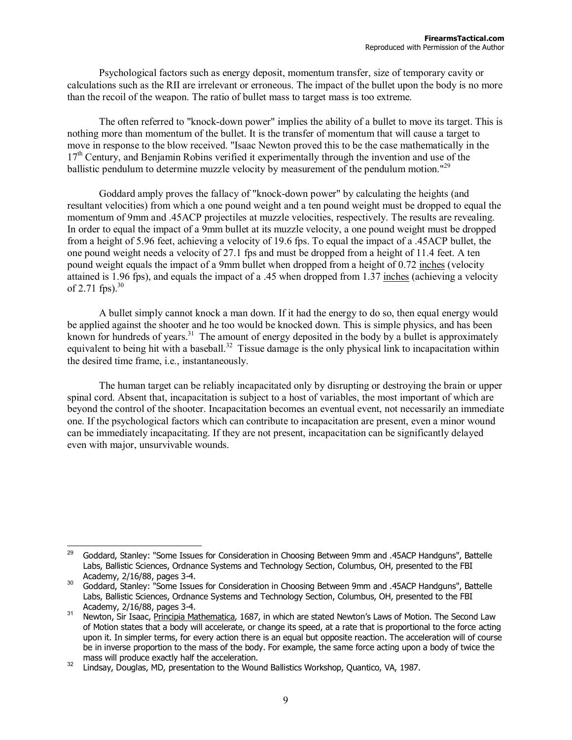Psychological factors such as energy deposit, momentum transfer, size of temporary cavity or calculations such as the RII are irrelevant or erroneous. The impact of the bullet upon the body is no more than the recoil of the weapon. The ratio of bullet mass to target mass is too extreme.

The often referred to "knock-down power" implies the ability of a bullet to move its target. This is nothing more than momentum of the bullet. It is the transfer of momentum that will cause a target to move in response to the blow received. "Isaac Newton proved this to be the case mathematically in the 17th Century, and Benjamin Robins verified it experimentally through the invention and use of the ballistic pendulum to determine muzzle velocity by measurement of the pendulum motion."[29]

Goddard amply proves the fallacy of "knock-down power" by calculating the heights (and resultant velocities) from which a one pound weight and a ten pound weight must be dropped to equal the momentum of 9mm and .45ACP projectiles at muzzle velocities, respectively. The results are revealing. In order to equal the impact of a 9mm bullet at its muzzle velocity, a one pound weight must be dropped from a height of 5.96 feet, achieving a velocity of 19.6 fps. To equal the impact of a .45ACP bullet, the one pound weight needs a velocity of 27.1 fps and must be dropped from a height of 11.4 feet. A ten pound weight equals the impact of a 9mm bullet when dropped from a height of 0.72 <u>inches</u> (velocity attained is 1.96 fps), and equals the impact of a .45 when dropped from 1.37 <u>inches</u> (achieving a velocity of 2.71 fps).[30]

A bullet simply cannot knock a man down. If it had the energy to do so, then equal energy would be applied against the shooter and he too would be knocked down. This is simple physics, and has been known for hundreds of years.[31] The amount of energy deposited in the body by a bullet is approximately equivalent to being hit with a baseball.[32] Tissue damage is the only physical link to incapacitation within the desired time frame, i.e., instantaneously.

The human target can be reliably incapacitated only by disrupting or destroying the brain or upper spinal cord. Absent that, incapacitation is subject to a host of variables, the most important of which are beyond the control of the shooter. Incapacitation becomes an eventual event, not necessarily an immediate one. If the psychological factors which can contribute to incapacitation are present, even a minor wound can be immediately incapacitating. If they are not present, incapacitation can be significantly delayed even with major, unsurvivable wounds.

---

[29] Goddard, Stanley: "Some Issues for Consideration in Choosing Between 9mm and .45ACP Handguns", Battelle Labs, Ballistic Sciences, Ordnance Systems and Technology Section, Columbus, OH, presented to the FBI Academy, 2/16/88, pages 3-4.

[30] Goddard, Stanley: "Some Issues for Consideration in Choosing Between 9mm and .45ACP Handguns", Battelle Labs, Ballistic Sciences, Ordnance Systems and Technology Section, Columbus, OH, presented to the FBI Academy, 2/16/88, pages 3-4.

[31] Newton, Sir Isaac, <u>Principia Mathematica</u>, 1687, in which are stated Newton's Laws of Motion. The Second Law of Motion states that a body will accelerate, or change its speed, at a rate that is proportional to the force acting upon it. In simpler terms, for every action there is an equal but opposite reaction. The acceleration will of course be in inverse proportion to the mass of the body. For example, the same force acting upon a body of twice the mass will produce exactly half the acceleration.

[32] Lindsay, Douglas, MD, presentation to the Wound Ballistics Workshop, Quantico, VA, 1987.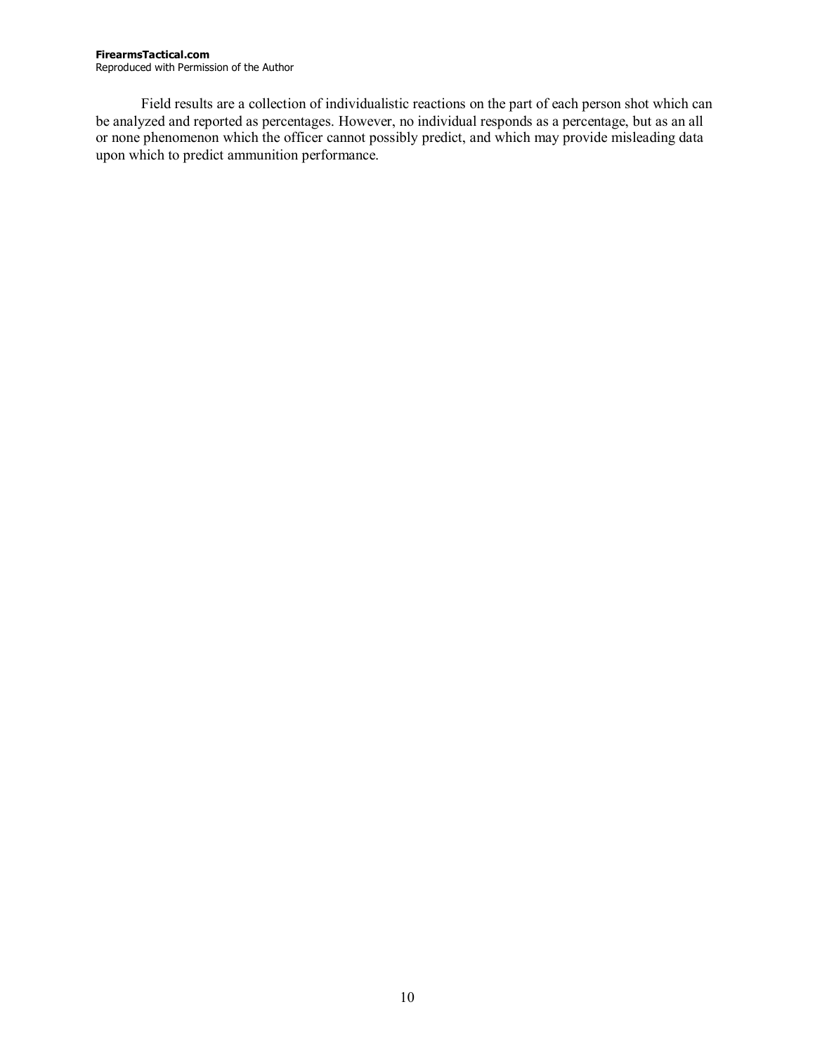Field results are a collection of individualistic reactions on the part of each person shot which can be analyzed and reported as percentages. However, no individual responds as a percentage, but as an all or none phenomenon which the officer cannot possibly predict, and which may provide misleading data upon which to predict ammunition performance.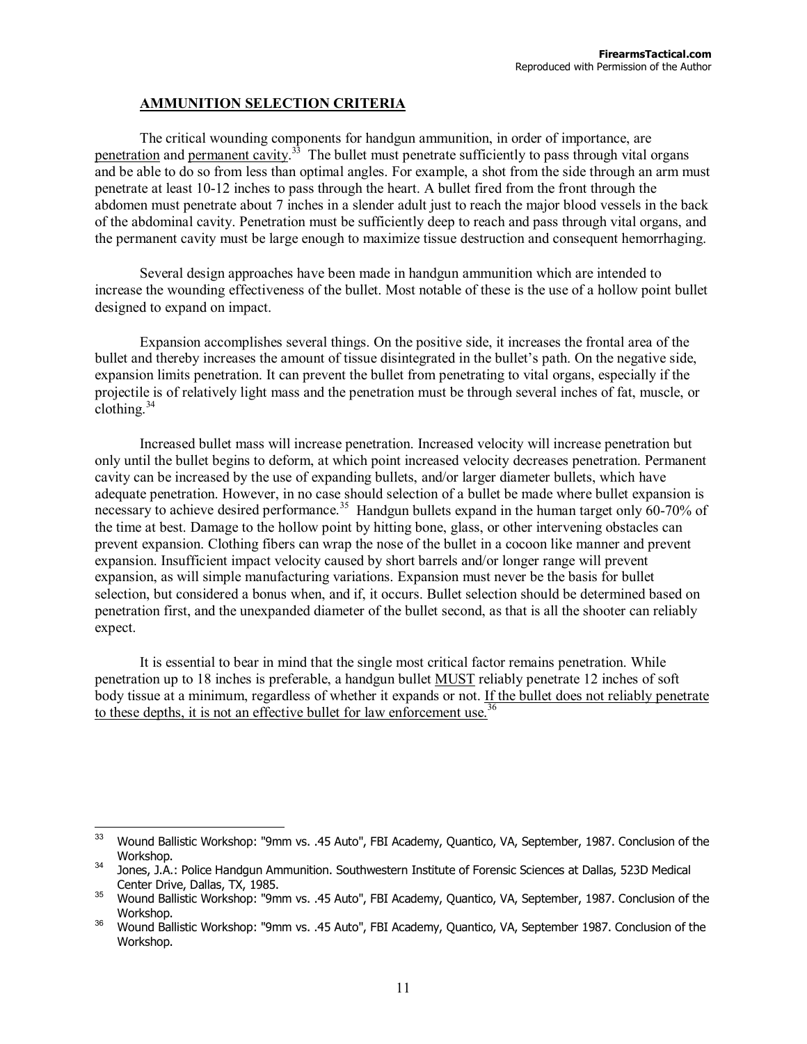## AMMUNITION SELECTION CRITERIA

The critical wounding components for handgun ammunition, in order of importance, are penetration and permanent cavity.[33] The bullet must penetrate sufficiently to pass through vital organs and be able to do so from less than optimal angles. For example, a shot from the side through an arm must penetrate at least 10-12 inches to pass through the heart. A bullet fired from the front through the abdomen must penetrate about 7 inches in a slender adult just to reach the major blood vessels in the back of the abdominal cavity. Penetration must be sufficiently deep to reach and pass through vital organs, and the permanent cavity must be large enough to maximize tissue destruction and consequent hemorrhaging.

Several design approaches have been made in handgun ammunition which are intended to increase the wounding effectiveness of the bullet. Most notable of these is the use of a hollow point bullet designed to expand on impact.

Expansion accomplishes several things. On the positive side, it increases the frontal area of the bullet and thereby increases the amount of tissue disintegrated in the bullet's path. On the negative side, expansion limits penetration. It can prevent the bullet from penetrating to vital organs, especially if the projectile is of relatively light mass and the penetration must be through several inches of fat, muscle, or clothing.[34]

Increased bullet mass will increase penetration. Increased velocity will increase penetration but only until the bullet begins to deform, at which point increased velocity decreases penetration. Permanent cavity can be increased by the use of expanding bullets, and/or larger diameter bullets, which have adequate penetration. However, in no case should selection of a bullet be made where bullet expansion is necessary to achieve desired performance.[35] Handgun bullets expand in the human target only 60-70% of the time at best. Damage to the hollow point by hitting bone, glass, or other intervening obstacles can prevent expansion. Clothing fibers can wrap the nose of the bullet in a cocoon like manner and prevent expansion. Insufficient impact velocity caused by short barrels and/or longer range will prevent expansion, as will simple manufacturing variations. Expansion must never be the basis for bullet selection, but considered a bonus when, and if, it occurs. Bullet selection should be determined based on penetration first, and the unexpanded diameter of the bullet second, as that is all the shooter can reliably expect.

It is essential to bear in mind that the single most critical factor remains penetration. While penetration up to 18 inches is preferable, a handgun bullet MUST reliably penetrate 12 inches of soft body tissue at a minimum, regardless of whether it expands or not. If the bullet does not reliably penetrate to these depths, it is not an effective bullet for law enforcement use.[36]

---

[33] Wound Ballistic Workshop: "9mm vs. .45 Auto", FBI Academy, Quantico, VA, September, 1987. Conclusion of the Workshop.

[34] Jones, J.A.: Police Handgun Ammunition. Southwestern Institute of Forensic Sciences at Dallas, 523D Medical Center Drive, Dallas, TX, 1985.

[35] Wound Ballistic Workshop: "9mm vs. .45 Auto", FBI Academy, Quantico, VA, September, 1987. Conclusion of the Workshop.

[36] Wound Ballistic Workshop: "9mm vs. .45 Auto", FBI Academy, Quantico, VA, September 1987. Conclusion of the Workshop.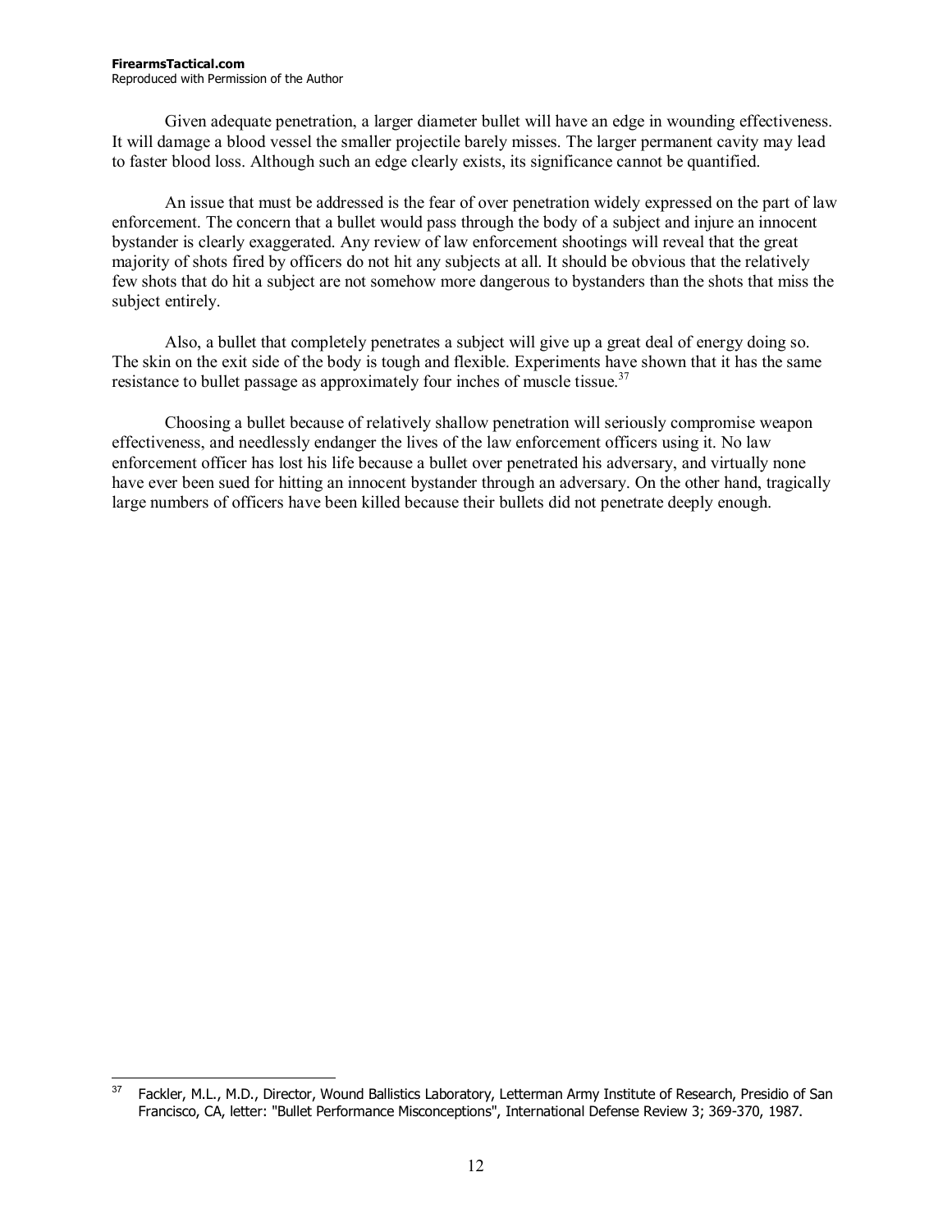Given adequate penetration, a larger diameter bullet will have an edge in wounding effectiveness. It will damage a blood vessel the smaller projectile barely misses. The larger permanent cavity may lead to faster blood loss. Although such an edge clearly exists, its significance cannot be quantified.

An issue that must be addressed is the fear of over penetration widely expressed on the part of law enforcement. The concern that a bullet would pass through the body of a subject and injure an innocent bystander is clearly exaggerated. Any review of law enforcement shootings will reveal that the great majority of shots fired by officers do not hit any subjects at all. It should be obvious that the relatively few shots that do hit a subject are not somehow more dangerous to bystanders than the shots that miss the subject entirely.

Also, a bullet that completely penetrates a subject will give up a great deal of energy doing so. The skin on the exit side of the body is tough and flexible. Experiments have shown that it has the same resistance to bullet passage as approximately four inches of muscle tissue.[37]

Choosing a bullet because of relatively shallow penetration will seriously compromise weapon effectiveness, and needlessly endanger the lives of the law enforcement officers using it. No law enforcement officer has lost his life because a bullet over penetrated his adversary, and virtually none have ever been sued for hitting an innocent bystander through an adversary. On the other hand, tragically large numbers of officers have been killed because their bullets did not penetrate deeply enough.

---

[37] Fackler, M.L., M.D., Director, Wound Ballistics Laboratory, Letterman Army Institute of Research, Presidio of San Francisco, CA, letter: "Bullet Performance Misconceptions", International Defense Review 3; 369-370, 1987.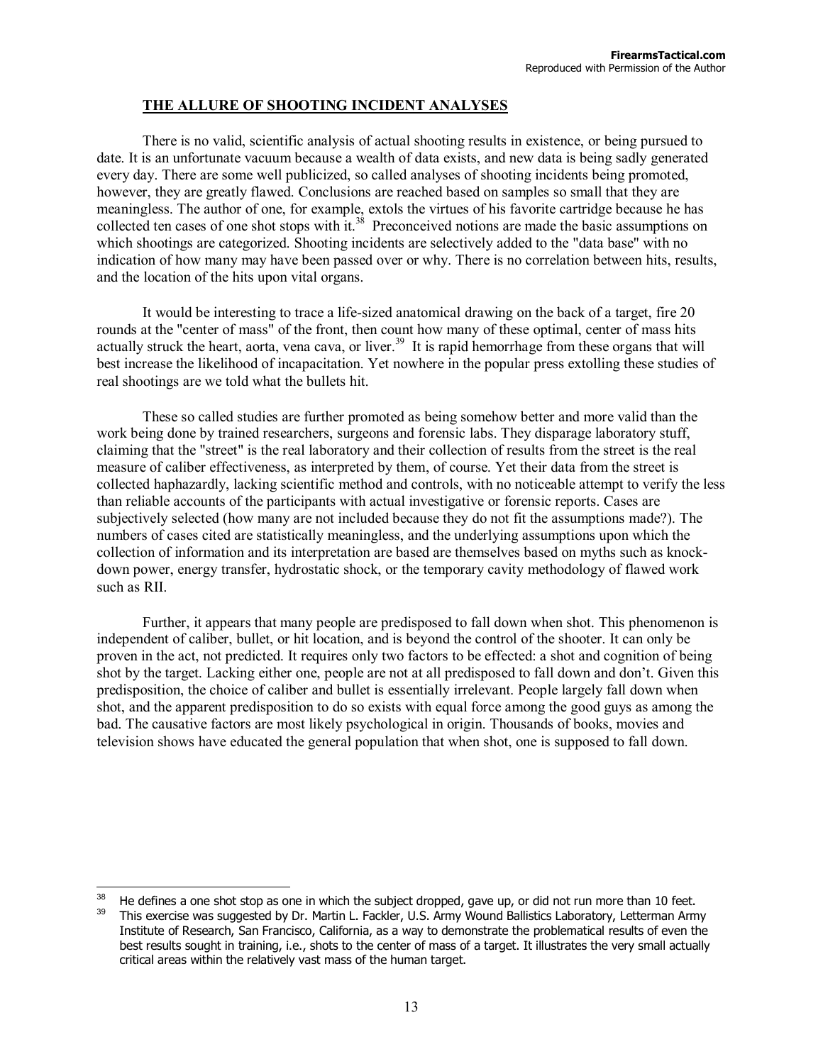## THE ALLURE OF SHOOTING INCIDENT ANALYSES

There is no valid, scientific analysis of actual shooting results in existence, or being pursued to date. It is an unfortunate vacuum because a wealth of data exists, and new data is being sadly generated every day. There are some well publicized, so called analyses of shooting incidents being promoted, however, they are greatly flawed. Conclusions are reached based on samples so small that they are meaningless. The author of one, for example, extols the virtues of his favorite cartridge because he has collected ten cases of one shot stops with it.[38] Preconceived notions are made the basic assumptions on which shootings are categorized. Shooting incidents are selectively added to the "data base" with no indication of how many may have been passed over or why. There is no correlation between hits, results, and the location of the hits upon vital organs.

It would be interesting to trace a life-sized anatomical drawing on the back of a target, fire 20 rounds at the "center of mass" of the front, then count how many of these optimal, center of mass hits actually struck the heart, aorta, vena cava, or liver.[39] It is rapid hemorrhage from these organs that will best increase the likelihood of incapacitation. Yet nowhere in the popular press extolling these studies of real shootings are we told what the bullets hit.

These so called studies are further promoted as being somehow better and more valid than the work being done by trained researchers, surgeons and forensic labs. They disparage laboratory stuff, claiming that the "street" is the real laboratory and their collection of results from the street is the real measure of caliber effectiveness, as interpreted by them, of course. Yet their data from the street is collected haphazardly, lacking scientific method and controls, with no noticeable attempt to verify the less than reliable accounts of the participants with actual investigative or forensic reports. Cases are subjectively selected (how many are not included because they do not fit the assumptions made?). The numbers of cases cited are statistically meaningless, and the underlying assumptions upon which the collection of information and its interpretation are based are themselves based on myths such as knock-down power, energy transfer, hydrostatic shock, or the temporary cavity methodology of flawed work such as RII.

Further, it appears that many people are predisposed to fall down when shot. This phenomenon is independent of caliber, bullet, or hit location, and is beyond the control of the shooter. It can only be proven in the act, not predicted. It requires only two factors to be effected: a shot and cognition of being shot by the target. Lacking either one, people are not at all predisposed to fall down and don't. Given this predisposition, the choice of caliber and bullet is essentially irrelevant. People largely fall down when shot, and the apparent predisposition to do so exists with equal force among the good guys as among the bad. The causative factors are most likely psychological in origin. Thousands of books, movies and television shows have educated the general population that when shot, one is supposed to fall down.

---

[38] He defines a one shot stop as one in which the subject dropped, gave up, or did not run more than 10 feet.

[39] This exercise was suggested by Dr. Martin L. Fackler, U.S. Army Wound Ballistics Laboratory, Letterman Army Institute of Research, San Francisco, California, as a way to demonstrate the problematical results of even the best results sought in training, i.e., shots to the center of mass of a target. It illustrates the very small actually critical areas within the relatively vast mass of the human target.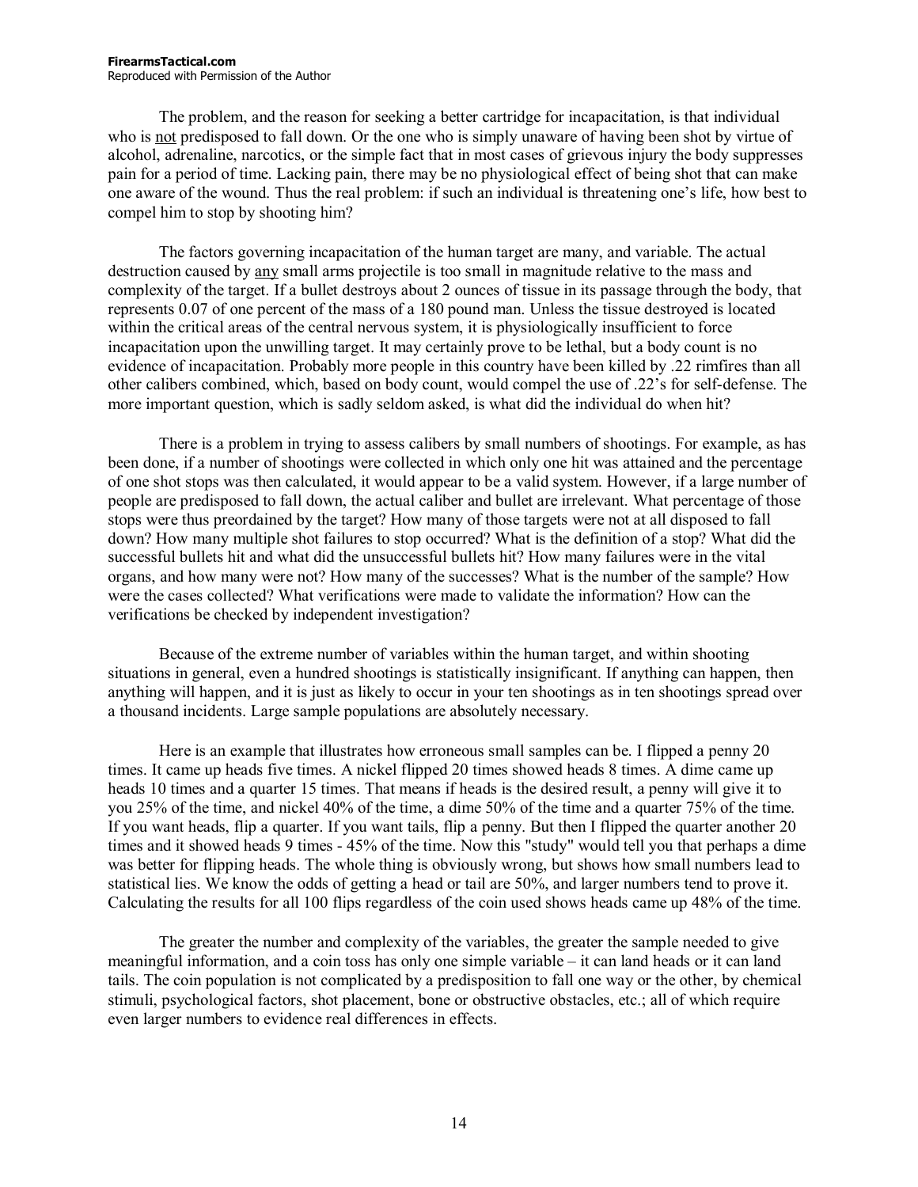The problem, and the reason for seeking a better cartridge for incapacitation, is that individual who is <u>not</u> predisposed to fall down. Or the one who is simply unaware of having been shot by virtue of alcohol, adrenaline, narcotics, or the simple fact that in most cases of grievous injury the body suppresses pain for a period of time. Lacking pain, there may be no physiological effect of being shot that can make one aware of the wound. Thus the real problem: if such an individual is threatening one's life, how best to compel him to stop by shooting him?

The factors governing incapacitation of the human target are many, and variable. The actual destruction caused by <u>any</u> small arms projectile is too small in magnitude relative to the mass and complexity of the target. If a bullet destroys about 2 ounces of tissue in its passage through the body, that represents 0.07 of one percent of the mass of a 180 pound man. Unless the tissue destroyed is located within the critical areas of the central nervous system, it is physiologically insufficient to force incapacitation upon the unwilling target. It may certainly prove to be lethal, but a body count is no evidence of incapacitation. Probably more people in this country have been killed by .22 rimfires than all other calibers combined, which, based on body count, would compel the use of .22's for self-defense. The more important question, which is sadly seldom asked, is what did the individual do when hit?

There is a problem in trying to assess calibers by small numbers of shootings. For example, as has been done, if a number of shootings were collected in which only one hit was attained and the percentage of one shot stops was then calculated, it would appear to be a valid system. However, if a large number of people are predisposed to fall down, the actual caliber and bullet are irrelevant. What percentage of those stops were thus preordained by the target? How many of those targets were not at all disposed to fall down? How many multiple shot failures to stop occurred? What is the definition of a stop? What did the successful bullets hit and what did the unsuccessful bullets hit? How many failures were in the vital organs, and how many were not? How many of the successes? What is the number of the sample? How were the cases collected? What verifications were made to validate the information? How can the verifications be checked by independent investigation?

Because of the extreme number of variables within the human target, and within shooting situations in general, even a hundred shootings is statistically insignificant. If anything can happen, then anything will happen, and it is just as likely to occur in your ten shootings as in ten shootings spread over a thousand incidents. Large sample populations are absolutely necessary.

Here is an example that illustrates how erroneous small samples can be. I flipped a penny 20 times. It came up heads five times. A nickel flipped 20 times showed heads 8 times. A dime came up heads 10 times and a quarter 15 times. That means if heads is the desired result, a penny will give it to you 25% of the time, and nickel 40% of the time, a dime 50% of the time and a quarter 75% of the time. If you want heads, flip a quarter. If you want tails, flip a penny. But then I flipped the quarter another 20 times and it showed heads 9 times - 45% of the time. Now this "study" would tell you that perhaps a dime was better for flipping heads. The whole thing is obviously wrong, but shows how small numbers lead to statistical lies. We know the odds of getting a head or tail are 50%, and larger numbers tend to prove it. Calculating the results for all 100 flips regardless of the coin used shows heads came up 48% of the time.

The greater the number and complexity of the variables, the greater the sample needed to give meaningful information, and a coin toss has only one simple variable – it can land heads or it can land tails. The coin population is not complicated by a predisposition to fall one way or the other, by chemical stimuli, psychological factors, shot placement, bone or obstructive obstacles, etc.; all of which require even larger numbers to evidence real differences in effects.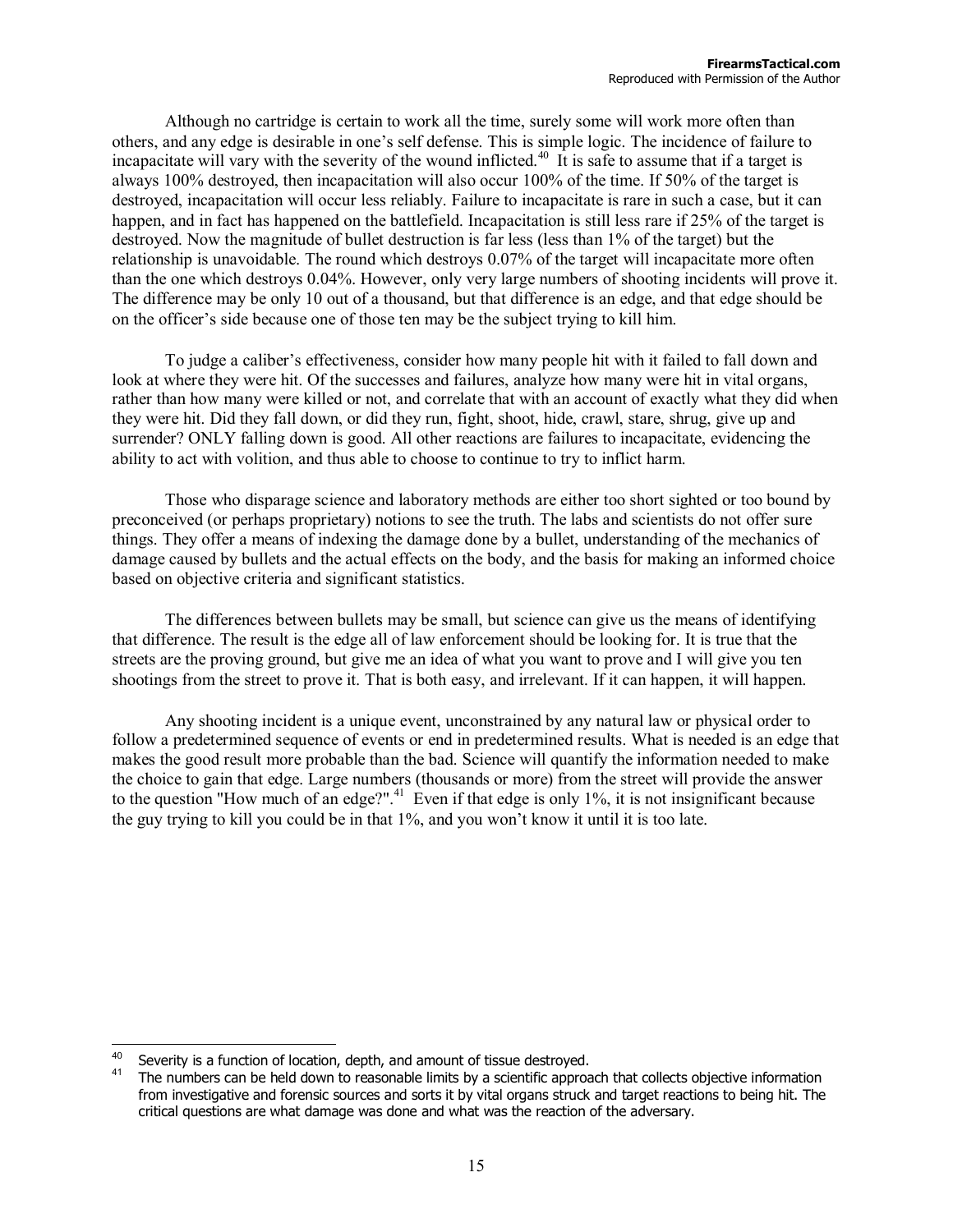Although no cartridge is certain to work all the time, surely some will work more often than others, and any edge is desirable in one's self defense. This is simple logic. The incidence of failure to incapacitate will vary with the severity of the wound inflicted.[40] It is safe to assume that if a target is always 100% destroyed, then incapacitation will also occur 100% of the time. If 50% of the target is destroyed, incapacitation will occur less reliably. Failure to incapacitate is rare in such a case, but it can happen, and in fact has happened on the battlefield. Incapacitation is still less rare if 25% of the target is destroyed. Now the magnitude of bullet destruction is far less (less than 1% of the target) but the relationship is unavoidable. The round which destroys 0.07% of the target will incapacitate more often than the one which destroys 0.04%. However, only very large numbers of shooting incidents will prove it. The difference may be only 10 out of a thousand, but that difference is an edge, and that edge should be on the officer's side because one of those ten may be the subject trying to kill him.

To judge a caliber's effectiveness, consider how many people hit with it failed to fall down and look at where they were hit. Of the successes and failures, analyze how many were hit in vital organs, rather than how many were killed or not, and correlate that with an account of exactly what they did when they were hit. Did they fall down, or did they run, fight, shoot, hide, crawl, stare, shrug, give up and surrender? ONLY falling down is good. All other reactions are failures to incapacitate, evidencing the ability to act with volition, and thus able to choose to continue to try to inflict harm.

Those who disparage science and laboratory methods are either too short sighted or too bound by preconceived (or perhaps proprietary) notions to see the truth. The labs and scientists do not offer sure things. They offer a means of indexing the damage done by a bullet, understanding of the mechanics of damage caused by bullets and the actual effects on the body, and the basis for making an informed choice based on objective criteria and significant statistics.

The differences between bullets may be small, but science can give us the means of identifying that difference. The result is the edge all of law enforcement should be looking for. It is true that the streets are the proving ground, but give me an idea of what you want to prove and I will give you ten shootings from the street to prove it. That is both easy, and irrelevant. If it can happen, it will happen.

Any shooting incident is a unique event, unconstrained by any natural law or physical order to follow a predetermined sequence of events or end in predetermined results. What is needed is an edge that makes the good result more probable than the bad. Science will quantify the information needed to make the choice to gain that edge. Large numbers (thousands or more) from the street will provide the answer to the question "How much of an edge?".[41] Even if that edge is only 1%, it is not insignificant because the guy trying to kill you could be in that 1%, and you won't know it until it is too late.

---

[40] Severity is a function of location, depth, and amount of tissue destroyed.

[41] The numbers can be held down to reasonable limits by a scientific approach that collects objective information from investigative and forensic sources and sorts it by vital organs struck and target reactions to being hit. The critical questions are what damage was done and what was the reaction of the adversary.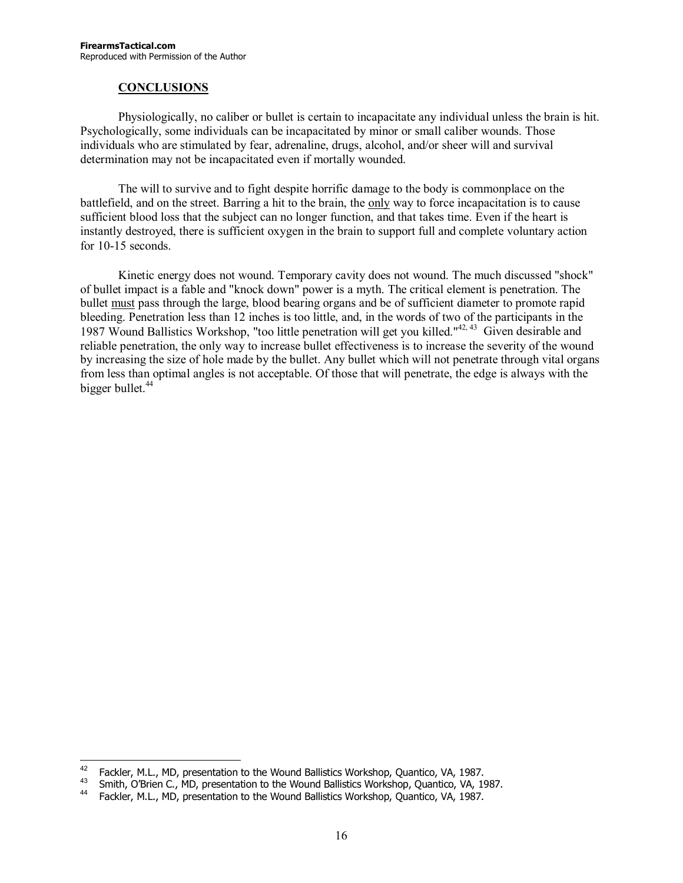## CONCLUSIONS

Physiologically, no caliber or bullet is certain to incapacitate any individual unless the brain is hit. Psychologically, some individuals can be incapacitated by minor or small caliber wounds. Those individuals who are stimulated by fear, adrenaline, drugs, alcohol, and/or sheer will and survival determination may not be incapacitated even if mortally wounded.

The will to survive and to fight despite horrific damage to the body is commonplace on the battlefield, and on the street. Barring a hit to the brain, the only way to force incapacitation is to cause sufficient blood loss that the subject can no longer function, and that takes time. Even if the heart is instantly destroyed, there is sufficient oxygen in the brain to support full and complete voluntary action for 10-15 seconds.

Kinetic energy does not wound. Temporary cavity does not wound. The much discussed "shock" of bullet impact is a fable and "knock down" power is a myth. The critical element is penetration. The bullet must pass through the large, blood bearing organs and be of sufficient diameter to promote rapid bleeding. Penetration less than 12 inches is too little, and, in the words of two of the participants in the 1987 Wound Ballistics Workshop, "too little penetration will get you killed."[42, 43] Given desirable and reliable penetration, the only way to increase bullet effectiveness is to increase the severity of the wound by increasing the size of hole made by the bullet. Any bullet which will not penetrate through vital organs from less than optimal angles is not acceptable. Of those that will penetrate, the edge is always with the bigger bullet.[44]

---

[42] Fackler, M.L., MD, presentation to the Wound Ballistics Workshop, Quantico, VA, 1987.

[43] Smith, O'Brien C., MD, presentation to the Wound Ballistics Workshop, Quantico, VA, 1987.

[44] Fackler, M.L., MD, presentation to the Wound Ballistics Workshop, Quantico, VA, 1987.